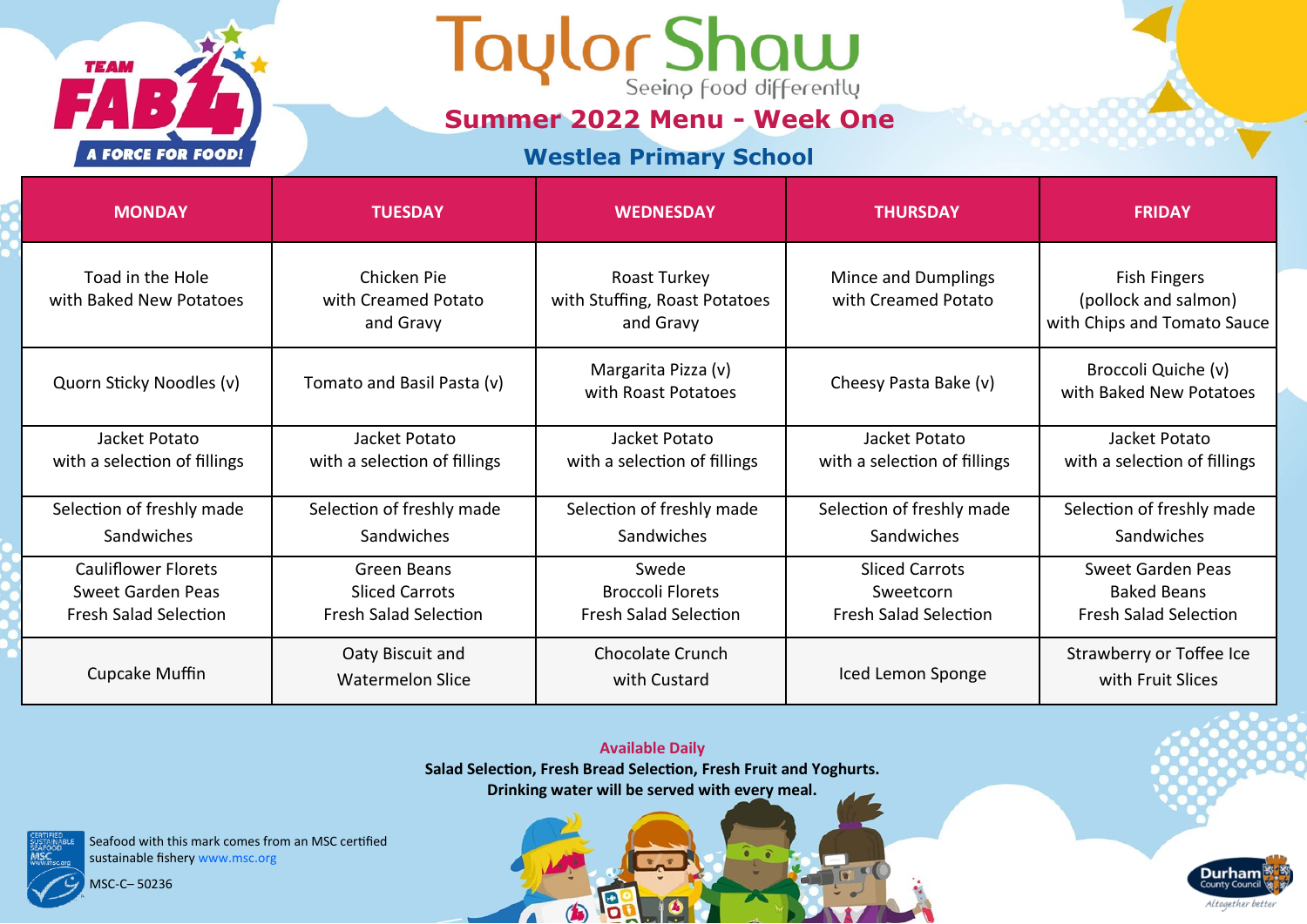# Taylor Shaw

Seeing food differently

TEAM FAB 4 A FORCE FOR FOOD!

## Summer 2022 Menu - Week One

### Westlea Primary School

| MONDAY | TUESDAY | WEDNESDAY | THURSDAY | FRIDAY |
| --- | --- | --- | --- | --- |
| Toad in the Hole with Baked New Potatoes | Chicken Pie with Creamed Potato and Gravy | Roast Turkey with Stuffing, Roast Potatoes and Gravy | Mince and Dumplings with Creamed Potato | Fish Fingers (pollock and salmon) with Chips and Tomato Sauce |
| Quorn Sticky Noodles (v) | Tomato and Basil Pasta (v) | Margarita Pizza (v) with Roast Potatoes | Cheesy Pasta Bake (v) | Broccoli Quiche (v) with Baked New Potatoes |
| Jacket Potato with a selection of fillings | Jacket Potato with a selection of fillings | Jacket Potato with a selection of fillings | Jacket Potato with a selection of fillings | Jacket Potato with a selection of fillings |
| Selection of freshly made Sandwiches | Selection of freshly made Sandwiches | Selection of freshly made Sandwiches | Selection of freshly made Sandwiches | Selection of freshly made Sandwiches |
| Cauliflower Florets Sweet Garden Peas Fresh Salad Selection | Green Beans Sliced Carrots Fresh Salad Selection | Swede Broccoli Florets Fresh Salad Selection | Sliced Carrots Sweetcorn Fresh Salad Selection | Sweet Garden Peas Baked Beans Fresh Salad Selection |
| Cupcake Muffin | Oaty Biscuit and Watermelon Slice | Chocolate Crunch with Custard | Iced Lemon Sponge | Strawberry or Toffee Ice with Fruit Slices |

**Available Daily**

**Salad Selection, Fresh Bread Selection, Fresh Fruit and Yoghurts.**
**Drinking water will be served with every meal.**

Seafood with this mark comes from an MSC certified sustainable fishery www.msc.org

MSC-C– 50236

Durham County Council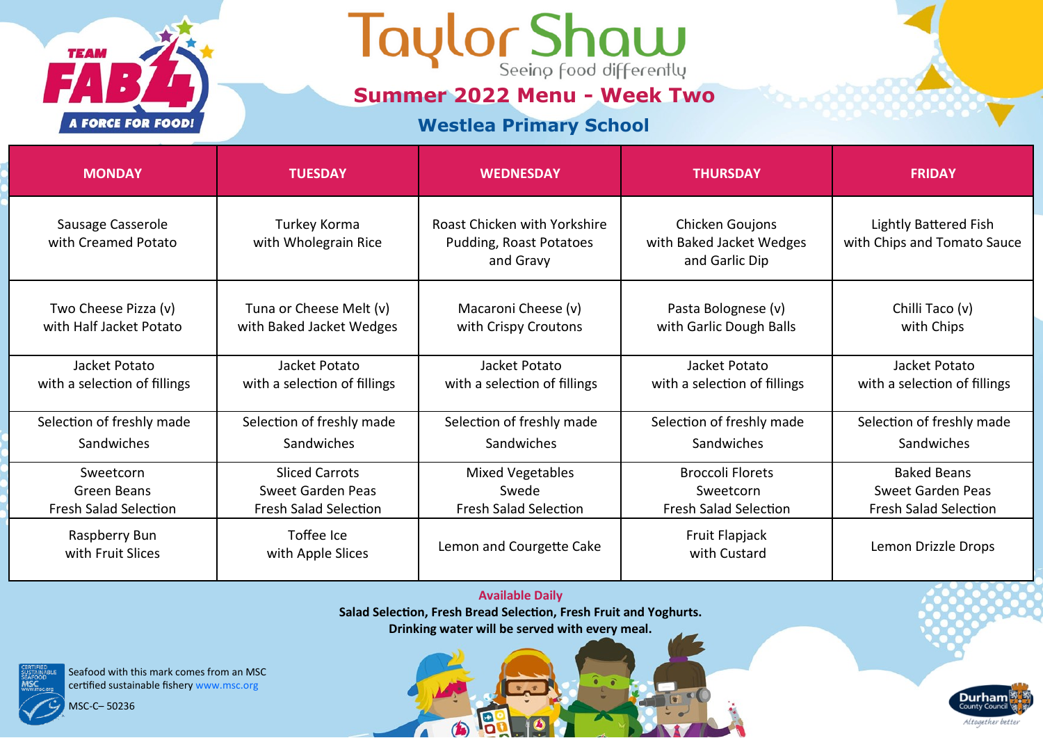Team FAB 4 — A Force for Food!

# Taylor Shaw

Seeing food differently

## Summer 2022 Menu - Week Two

### Westlea Primary School

| MONDAY | TUESDAY | WEDNESDAY | THURSDAY | FRIDAY |
|---|---|---|---|---|
| Sausage Casserole with Creamed Potato | Turkey Korma with Wholegrain Rice | Roast Chicken with Yorkshire Pudding, Roast Potatoes and Gravy | Chicken Goujons with Baked Jacket Wedges and Garlic Dip | Lightly Battered Fish with Chips and Tomato Sauce |
| Two Cheese Pizza (v) with Half Jacket Potato | Tuna or Cheese Melt (v) with Baked Jacket Wedges | Macaroni Cheese (v) with Crispy Croutons | Pasta Bolognese (v) with Garlic Dough Balls | Chilli Taco (v) with Chips |
| Jacket Potato with a selection of fillings | Jacket Potato with a selection of fillings | Jacket Potato with a selection of fillings | Jacket Potato with a selection of fillings | Jacket Potato with a selection of fillings |
| Selection of freshly made Sandwiches | Selection of freshly made Sandwiches | Selection of freshly made Sandwiches | Selection of freshly made Sandwiches | Selection of freshly made Sandwiches |
| Sweetcorn<br>Green Beans<br>Fresh Salad Selection | Sliced Carrots<br>Sweet Garden Peas<br>Fresh Salad Selection | Mixed Vegetables<br>Swede<br>Fresh Salad Selection | Broccoli Florets<br>Sweetcorn<br>Fresh Salad Selection | Baked Beans<br>Sweet Garden Peas<br>Fresh Salad Selection |
| Raspberry Bun with Fruit Slices | Toffee Ice with Apple Slices | Lemon and Courgette Cake | Fruit Flapjack with Custard | Lemon Drizzle Drops |

**Available Daily**

**Salad Selection, Fresh Bread Selection, Fresh Fruit and Yoghurts.**

**Drinking water will be served with every meal.**

Seafood with this mark comes from an MSC certified sustainable fishery www.msc.org

MSC-C– 50236

Durham County Council — Altogether better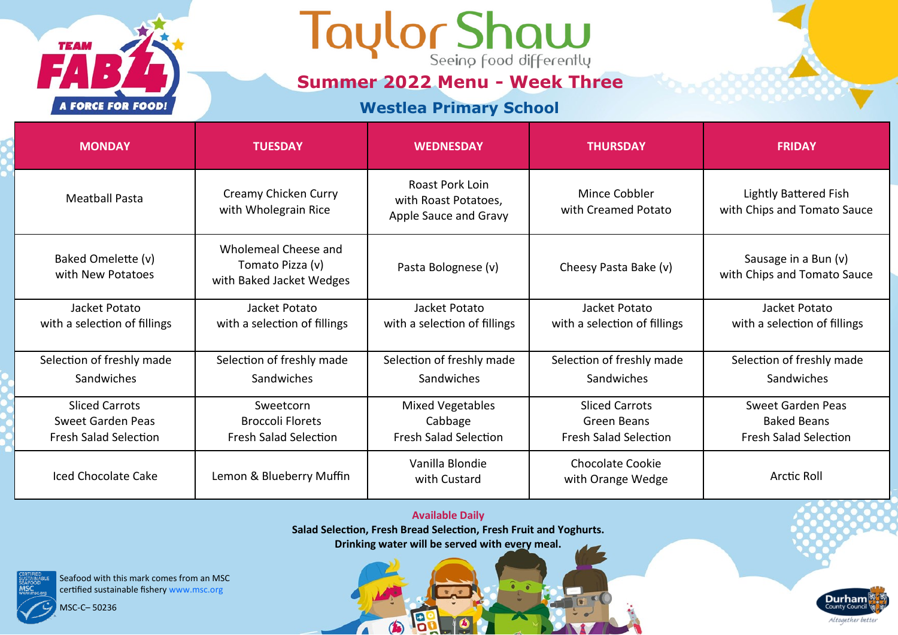TEAM FAB 4 A FORCE FOR FOOD!

# Taylor Shaw

Seeing food differently

## Summer 2022 Menu - Week Three

### Westlea Primary School

| MONDAY | TUESDAY | WEDNESDAY | THURSDAY | FRIDAY |
| --- | --- | --- | --- | --- |
| Meatball Pasta | Creamy Chicken Curry with Wholegrain Rice | Roast Pork Loin with Roast Potatoes, Apple Sauce and Gravy | Mince Cobbler with Creamed Potato | Lightly Battered Fish with Chips and Tomato Sauce |
| Baked Omelette (v) with New Potatoes | Wholemeal Cheese and Tomato Pizza (v) with Baked Jacket Wedges | Pasta Bolognese (v) | Cheesy Pasta Bake (v) | Sausage in a Bun (v) with Chips and Tomato Sauce |
| Jacket Potato with a selection of fillings | Jacket Potato with a selection of fillings | Jacket Potato with a selection of fillings | Jacket Potato with a selection of fillings | Jacket Potato with a selection of fillings |
| Selection of freshly made Sandwiches | Selection of freshly made Sandwiches | Selection of freshly made Sandwiches | Selection of freshly made Sandwiches | Selection of freshly made Sandwiches |
| Sliced Carrots<br>Sweet Garden Peas<br>Fresh Salad Selection | Sweetcorn<br>Broccoli Florets<br>Fresh Salad Selection | Mixed Vegetables<br>Cabbage<br>Fresh Salad Selection | Sliced Carrots<br>Green Beans<br>Fresh Salad Selection | Sweet Garden Peas<br>Baked Beans<br>Fresh Salad Selection |
| Iced Chocolate Cake | Lemon & Blueberry Muffin | Vanilla Blondie with Custard | Chocolate Cookie with Orange Wedge | Arctic Roll |

**Available Daily**

**Salad Selection, Fresh Bread Selection, Fresh Fruit and Yoghurts.**

**Drinking water will be served with every meal.**

Seafood with this mark comes from an MSC certified sustainable fishery www.msc.org

MSC-C– 50236

Durham County Council — Altogether better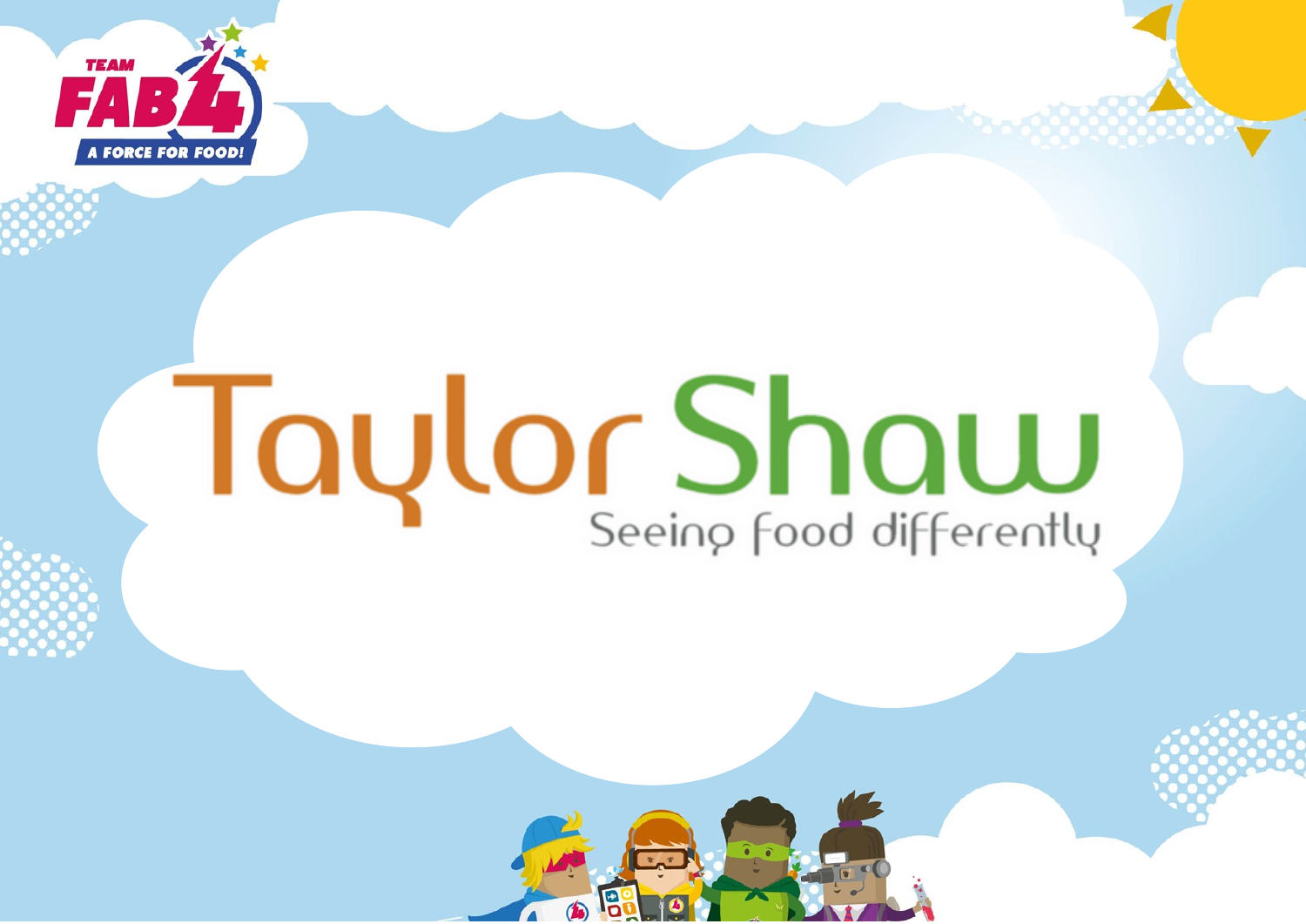TEAM FAB 4

A FORCE FOR FOOD!

# Taylor Shaw

Seeing food differently